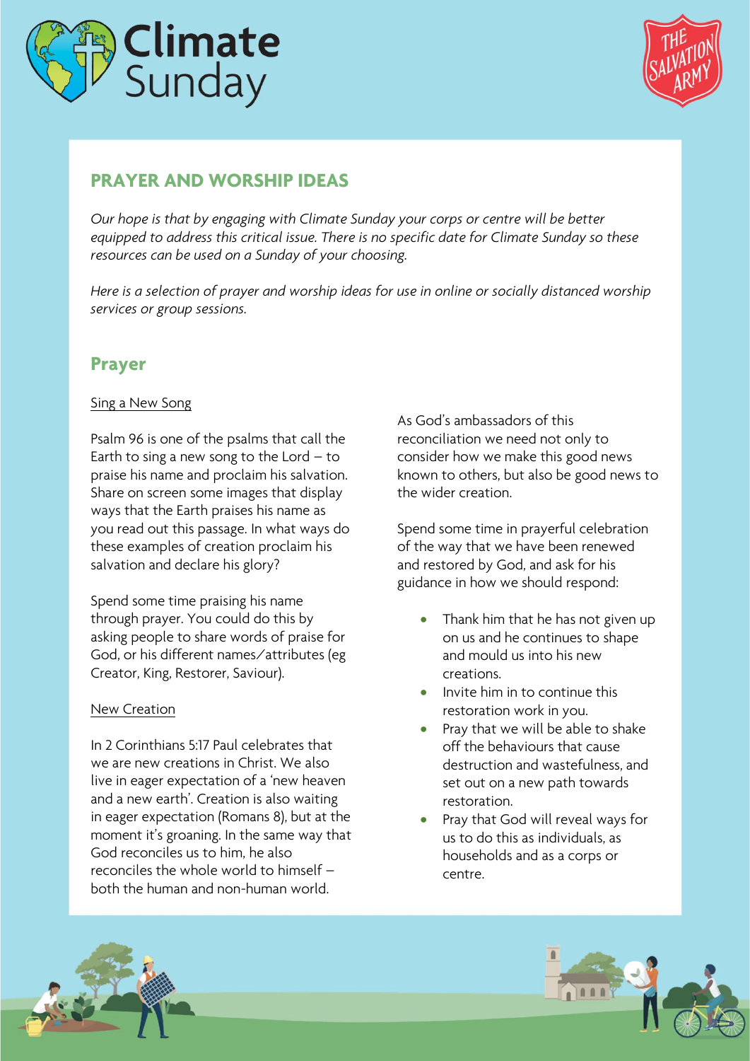# Climate Sunday

## PRAYER AND WORSHIP IDEAS

*Our hope is that by engaging with Climate Sunday your corps or centre will be better equipped to address this critical issue. There is no specific date for Climate Sunday so these resources can be used on a Sunday of your choosing.*

*Here is a selection of prayer and worship ideas for use in online or socially distanced worship services or group sessions.*

## Prayer

### Sing a New Song

Psalm 96 is one of the psalms that call the Earth to sing a new song to the Lord – to praise his name and proclaim his salvation. Share on screen some images that display ways that the Earth praises his name as you read out this passage. In what ways do these examples of creation proclaim his salvation and declare his glory?

Spend some time praising his name through prayer. You could do this by asking people to share words of praise for God, or his different names/attributes (eg Creator, King, Restorer, Saviour).

### New Creation

In 2 Corinthians 5:17 Paul celebrates that we are new creations in Christ. We also live in eager expectation of a 'new heaven and a new earth'. Creation is also waiting in eager expectation (Romans 8), but at the moment it's groaning. In the same way that God reconciles us to him, he also reconciles the whole world to himself – both the human and non-human world.

As God's ambassadors of this reconciliation we need not only to consider how we make this good news known to others, but also be good news to the wider creation.

Spend some time in prayerful celebration of the way that we have been renewed and restored by God, and ask for his guidance in how we should respond:

- Thank him that he has not given up on us and he continues to shape and mould us into his new creations.
- Invite him in to continue this restoration work in you.
- Pray that we will be able to shake off the behaviours that cause destruction and wastefulness, and set out on a new path towards restoration.
- Pray that God will reveal ways for us to do this as individuals, as households and as a corps or centre.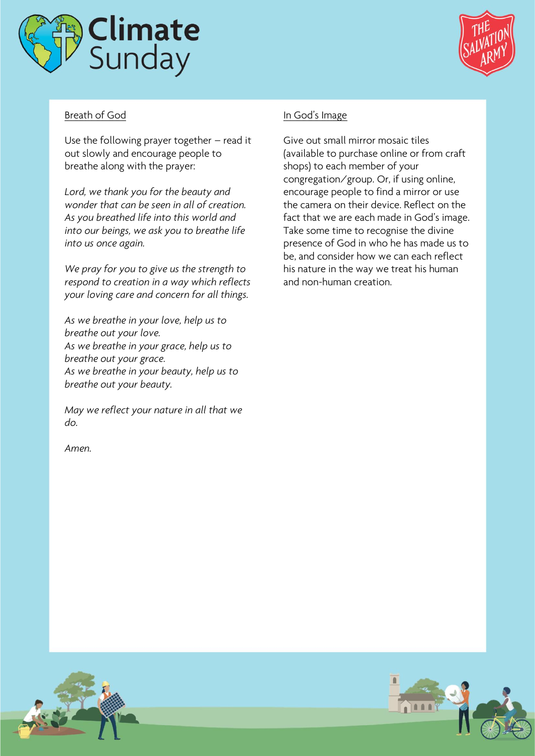## Breath of God

Use the following prayer together – read it out slowly and encourage people to breathe along with the prayer:

*Lord, we thank you for the beauty and wonder that can be seen in all of creation. As you breathed life into this world and into our beings, we ask you to breathe life into us once again.*

*We pray for you to give us the strength to respond to creation in a way which reflects your loving care and concern for all things.*

*As we breathe in your love, help us to breathe out your love.*
*As we breathe in your grace, help us to breathe out your grace.*
*As we breathe in your beauty, help us to breathe out your beauty.*

*May we reflect your nature in all that we do.*

*Amen.*

## In God's Image

Give out small mirror mosaic tiles (available to purchase online or from craft shops) to each member of your congregation/group. Or, if using online, encourage people to find a mirror or use the camera on their device. Reflect on the fact that we are each made in God's image. Take some time to recognise the divine presence of God in who he has made us to be, and consider how we can each reflect his nature in the way we treat his human and non-human creation.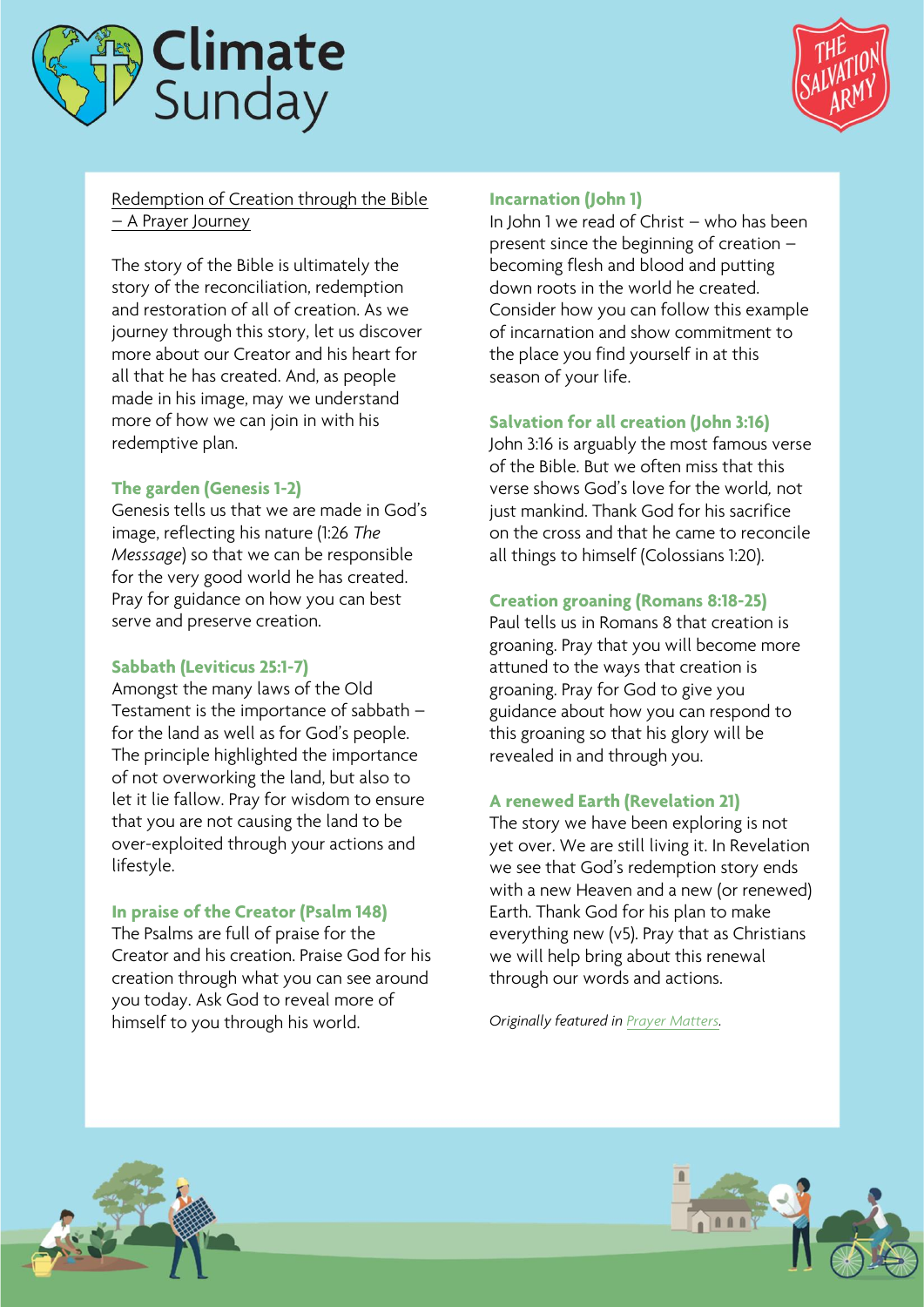Climate Sunday

THE SALVATION ARMY

## Redemption of Creation through the Bible – A Prayer Journey

The story of the Bible is ultimately the story of the reconciliation, redemption and restoration of all of creation. As we journey through this story, let us discover more about our Creator and his heart for all that he has created. And, as people made in his image, may we understand more of how we can join in with his redemptive plan.

### The garden (Genesis 1-2)

Genesis tells us that we are made in God's image, reflecting his nature (1:26 *The Messsage*) so that we can be responsible for the very good world he has created. Pray for guidance on how you can best serve and preserve creation.

### Sabbath (Leviticus 25:1-7)

Amongst the many laws of the Old Testament is the importance of sabbath – for the land as well as for God's people. The principle highlighted the importance of not overworking the land, but also to let it lie fallow. Pray for wisdom to ensure that you are not causing the land to be over-exploited through your actions and lifestyle.

### In praise of the Creator (Psalm 148)

The Psalms are full of praise for the Creator and his creation. Praise God for his creation through what you can see around you today. Ask God to reveal more of himself to you through his world.

### Incarnation (John 1)

In John 1 we read of Christ – who has been present since the beginning of creation – becoming flesh and blood and putting down roots in the world he created. Consider how you can follow this example of incarnation and show commitment to the place you find yourself in at this season of your life.

### Salvation for all creation (John 3:16)

John 3:16 is arguably the most famous verse of the Bible. But we often miss that this verse shows God's love for the world, not just mankind. Thank God for his sacrifice on the cross and that he came to reconcile all things to himself (Colossians 1:20).

### Creation groaning (Romans 8:18-25)

Paul tells us in Romans 8 that creation is groaning. Pray that you will become more attuned to the ways that creation is groaning. Pray for God to give you guidance about how you can respond to this groaning so that his glory will be revealed in and through you.

### A renewed Earth (Revelation 21)

The story we have been exploring is not yet over. We are still living it. In Revelation we see that God's redemption story ends with a new Heaven and a new (or renewed) Earth. Thank God for his plan to make everything new (v5). Pray that as Christians we will help bring about this renewal through our words and actions.

*Originally featured in Prayer Matters.*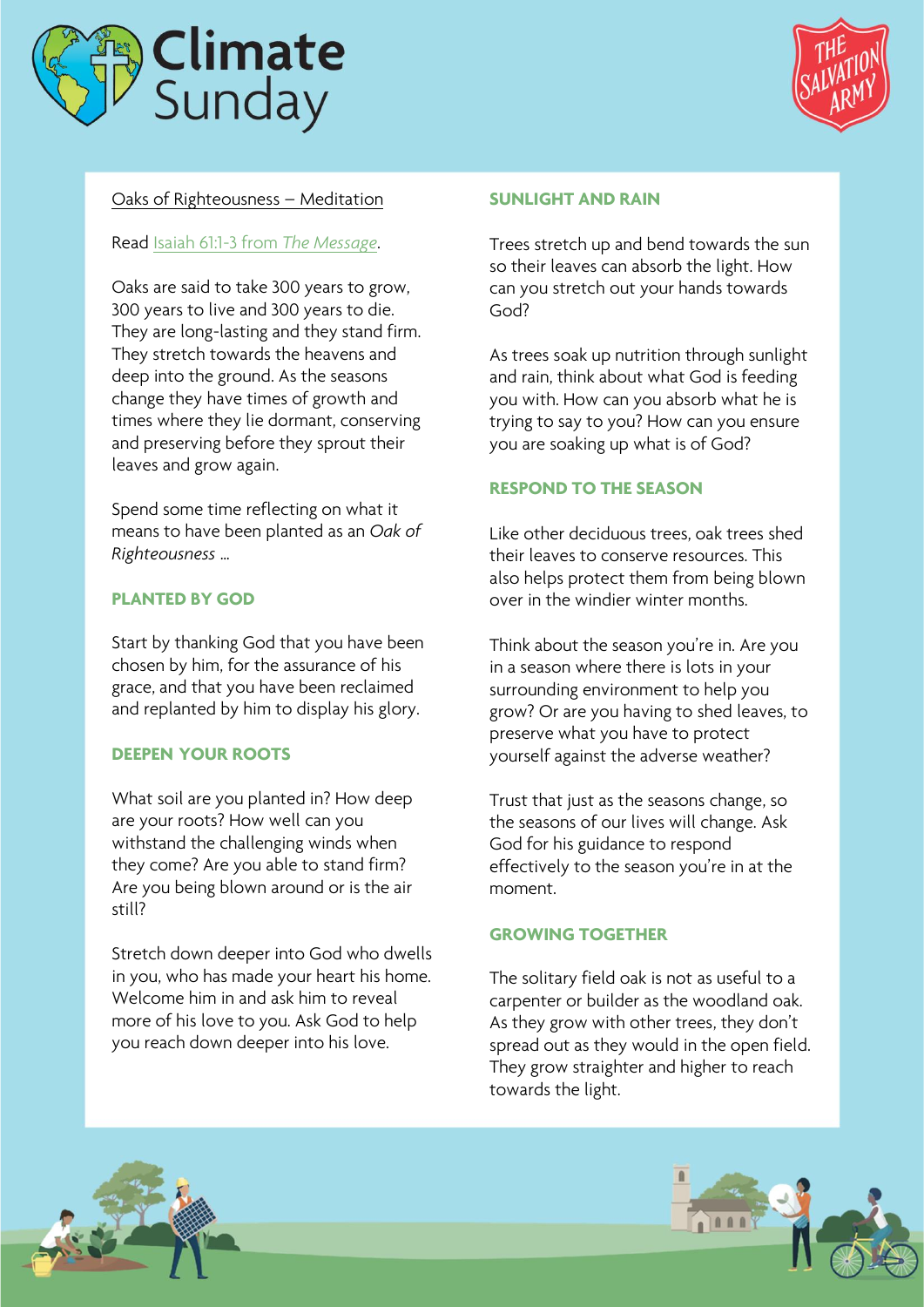Oaks of Righteousness – Meditation

Read Isaiah 61:1-3 from *The Message*.

Oaks are said to take 300 years to grow, 300 years to live and 300 years to die. They are long-lasting and they stand firm. They stretch towards the heavens and deep into the ground. As the seasons change they have times of growth and times where they lie dormant, conserving and preserving before they sprout their leaves and grow again.

Spend some time reflecting on what it means to have been planted as an *Oak of Righteousness* …

## PLANTED BY GOD

Start by thanking God that you have been chosen by him, for the assurance of his grace, and that you have been reclaimed and replanted by him to display his glory.

## DEEPEN YOUR ROOTS

What soil are you planted in? How deep are your roots? How well can you withstand the challenging winds when they come? Are you able to stand firm? Are you being blown around or is the air still?

Stretch down deeper into God who dwells in you, who has made your heart his home. Welcome him in and ask him to reveal more of his love to you. Ask God to help you reach down deeper into his love.

## SUNLIGHT AND RAIN

Trees stretch up and bend towards the sun so their leaves can absorb the light. How can you stretch out your hands towards God?

As trees soak up nutrition through sunlight and rain, think about what God is feeding you with. How can you absorb what he is trying to say to you? How can you ensure you are soaking up what is of God?

## RESPOND TO THE SEASON

Like other deciduous trees, oak trees shed their leaves to conserve resources. This also helps protect them from being blown over in the windier winter months.

Think about the season you're in. Are you in a season where there is lots in your surrounding environment to help you grow? Or are you having to shed leaves, to preserve what you have to protect yourself against the adverse weather?

Trust that just as the seasons change, so the seasons of our lives will change. Ask God for his guidance to respond effectively to the season you're in at the moment.

## GROWING TOGETHER

The solitary field oak is not as useful to a carpenter or builder as the woodland oak. As they grow with other trees, they don't spread out as they would in the open field. They grow straighter and higher to reach towards the light.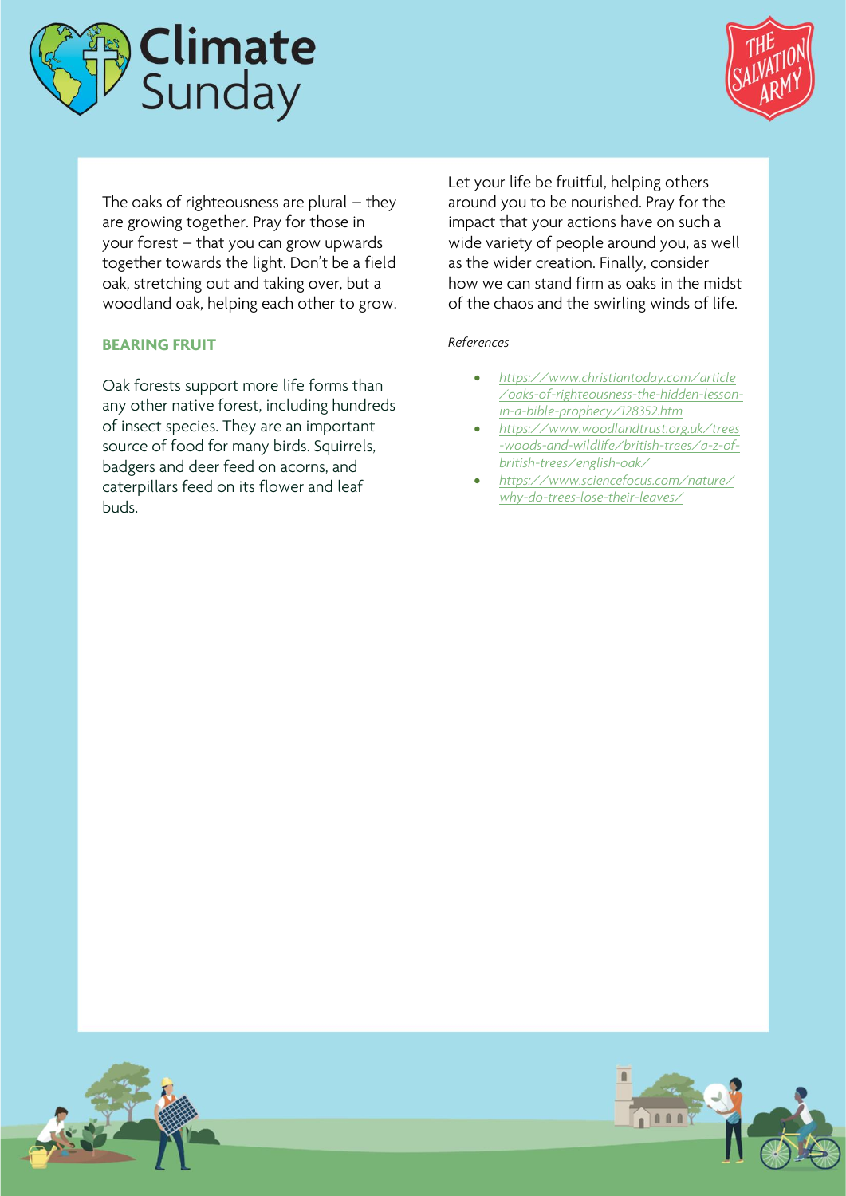The oaks of righteousness are plural – they are growing together. Pray for those in your forest – that you can grow upwards together towards the light. Don't be a field oak, stretching out and taking over, but a woodland oak, helping each other to grow.

## BEARING FRUIT

Oak forests support more life forms than any other native forest, including hundreds of insect species. They are an important source of food for many birds. Squirrels, badgers and deer feed on acorns, and caterpillars feed on its flower and leaf buds.

Let your life be fruitful, helping others around you to be nourished. Pray for the impact that your actions have on such a wide variety of people around you, as well as the wider creation. Finally, consider how we can stand firm as oaks in the midst of the chaos and the swirling winds of life.

*References*

- https://www.christiantoday.com/article/oaks-of-righteousness-the-hidden-lesson-in-a-bible-prophecy/128352.htm
- https://www.woodlandtrust.org.uk/trees-woods-and-wildlife/british-trees/a-z-of-british-trees/english-oak/
- https://www.sciencefocus.com/nature/why-do-trees-lose-their-leaves/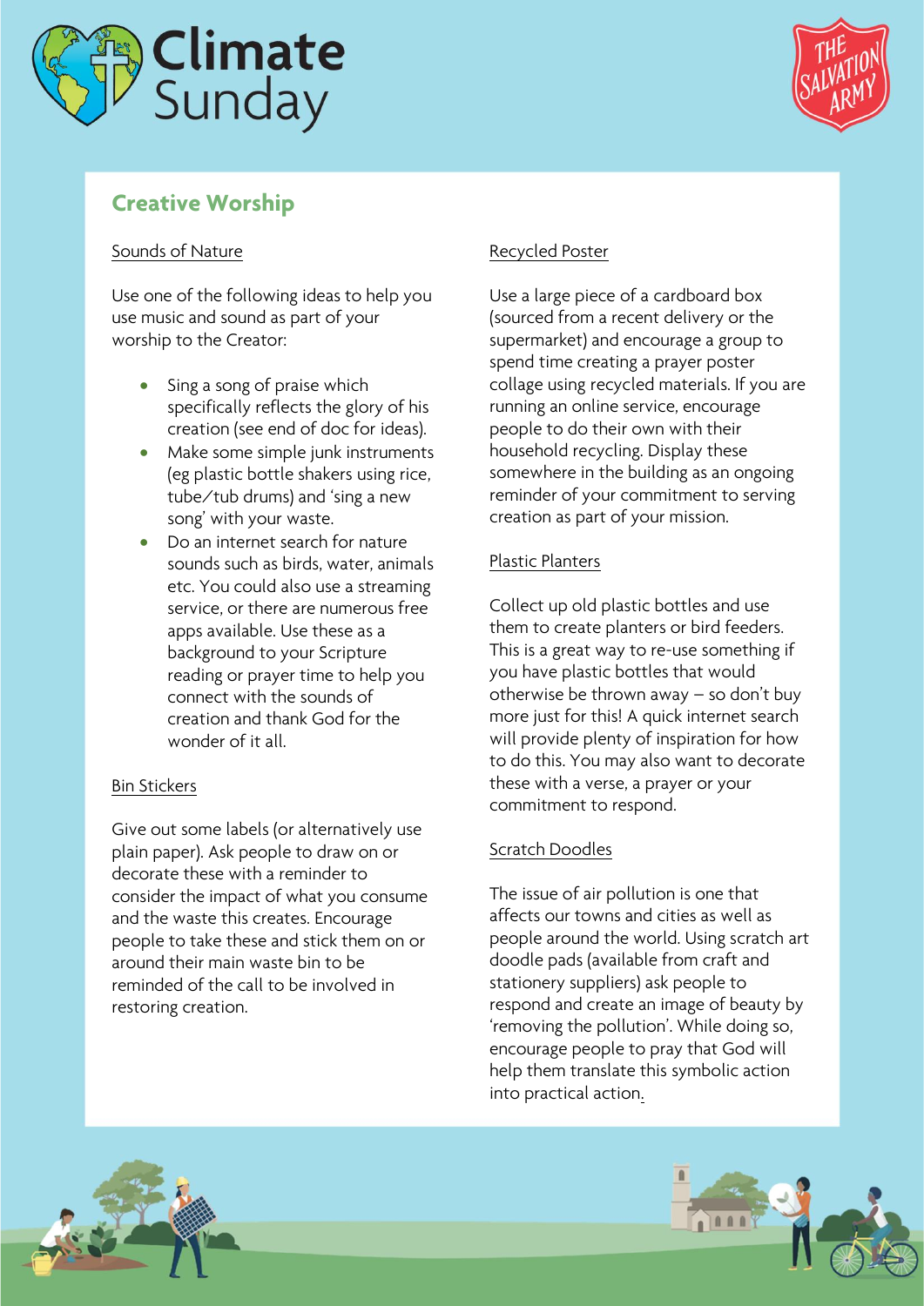# Climate Sunday

## Creative Worship

### Sounds of Nature

Use one of the following ideas to help you use music and sound as part of your worship to the Creator:

- Sing a song of praise which specifically reflects the glory of his creation (see end of doc for ideas).
- Make some simple junk instruments (eg plastic bottle shakers using rice, tube/tub drums) and 'sing a new song' with your waste.
- Do an internet search for nature sounds such as birds, water, animals etc. You could also use a streaming service, or there are numerous free apps available. Use these as a background to your Scripture reading or prayer time to help you connect with the sounds of creation and thank God for the wonder of it all.

### Bin Stickers

Give out some labels (or alternatively use plain paper). Ask people to draw on or decorate these with a reminder to consider the impact of what you consume and the waste this creates. Encourage people to take these and stick them on or around their main waste bin to be reminded of the call to be involved in restoring creation.

### Recycled Poster

Use a large piece of a cardboard box (sourced from a recent delivery or the supermarket) and encourage a group to spend time creating a prayer poster collage using recycled materials. If you are running an online service, encourage people to do their own with their household recycling. Display these somewhere in the building as an ongoing reminder of your commitment to serving creation as part of your mission.

### Plastic Planters

Collect up old plastic bottles and use them to create planters or bird feeders. This is a great way to re-use something if you have plastic bottles that would otherwise be thrown away – so don't buy more just for this! A quick internet search will provide plenty of inspiration for how to do this. You may also want to decorate these with a verse, a prayer or your commitment to respond.

### Scratch Doodles

The issue of air pollution is one that affects our towns and cities as well as people around the world. Using scratch art doodle pads (available from craft and stationery suppliers) ask people to respond and create an image of beauty by 'removing the pollution'. While doing so, encourage people to pray that God will help them translate this symbolic action into practical action.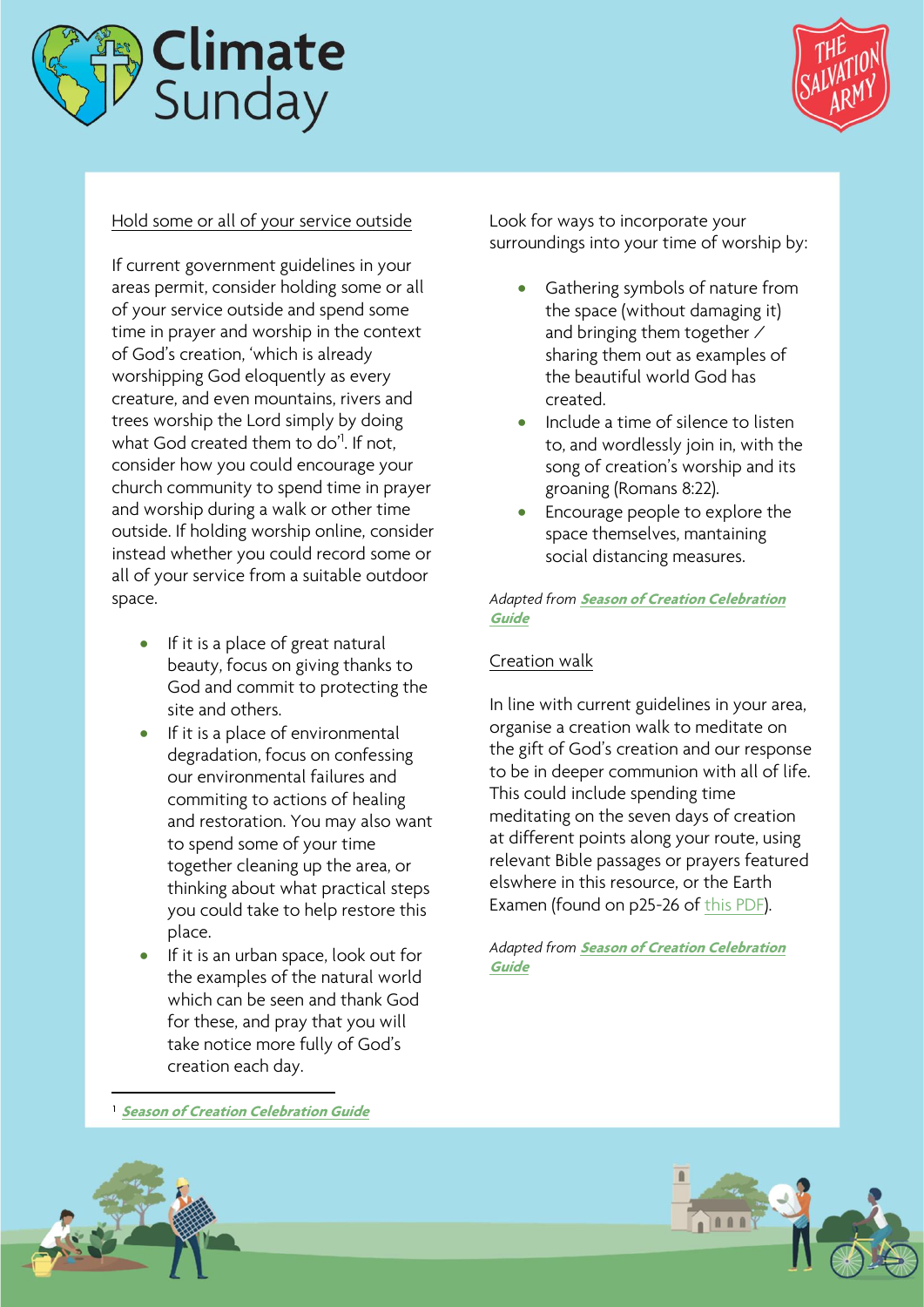## Hold some or all of your service outside

If current government guidelines in your areas permit, consider holding some or all of your service outside and spend some time in prayer and worship in the context of God's creation, 'which is already worshipping God eloquently as every creature, and even mountains, rivers and trees worship the Lord simply by doing what God created them to do'[1]. If not, consider how you could encourage your church community to spend time in prayer and worship during a walk or other time outside. If holding worship online, consider instead whether you could record some or all of your service from a suitable outdoor space.

- If it is a place of great natural beauty, focus on giving thanks to God and commit to protecting the site and others.
- If it is a place of environmental degradation, focus on confessing our environmental failures and commiting to actions of healing and restoration. You may also want to spend some of your time together cleaning up the area, or thinking about what practical steps you could take to help restore this place.
- If it is an urban space, look out for the examples of the natural world which can be seen and thank God for these, and pray that you will take notice more fully of God's creation each day.

Look for ways to incorporate your surroundings into your time of worship by:

- Gathering symbols of nature from the space (without damaging it) and bringing them together / sharing them out as examples of the beautiful world God has created.
- Include a time of silence to listen to, and wordlessly join in, with the song of creation's worship and its groaning (Romans 8:22).
- Encourage people to explore the space themselves, mantaining social distancing measures.

*Adapted from* ***Season of Creation Celebration Guide***

## Creation walk

In line with current guidelines in your area, organise a creation walk to meditate on the gift of God's creation and our response to be in deeper communion with all of life. This could include spending time meditating on the seven days of creation at different points along your route, using relevant Bible passages or prayers featured elswhere in this resource, or the Earth Examen (found on p25-26 of this PDF).

*Adapted from* ***Season of Creation Celebration Guide***

---

[1] ***Season of Creation Celebration Guide***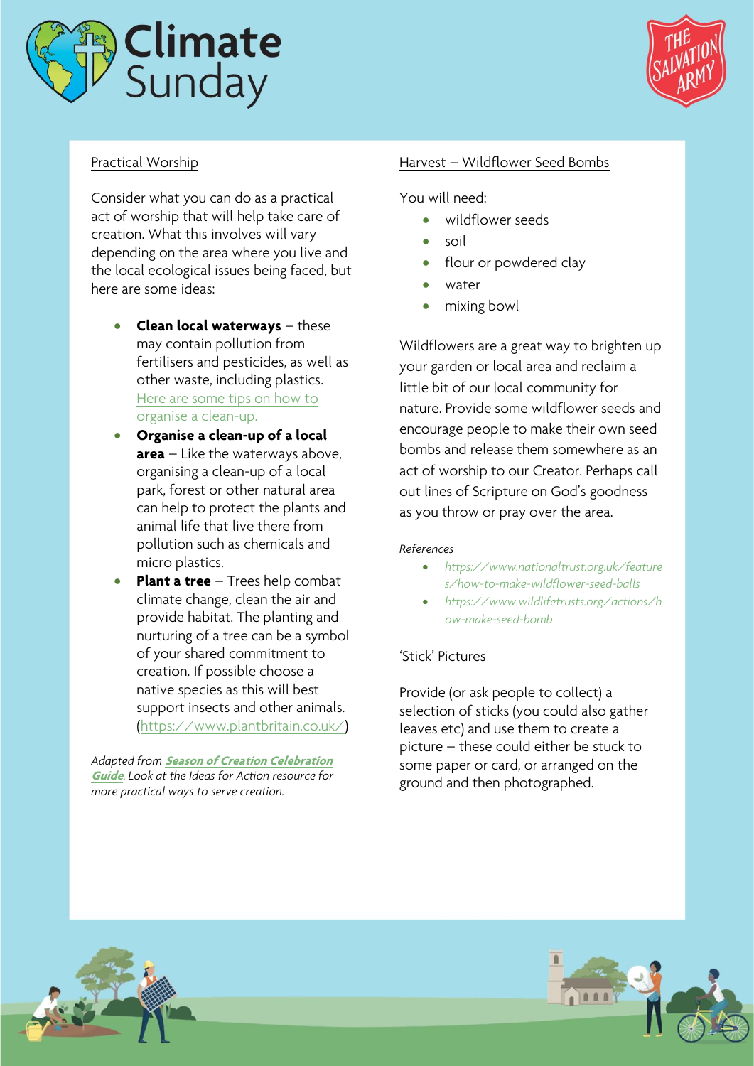## Practical Worship

Consider what you can do as a practical act of worship that will help take care of creation. What this involves will vary depending on the area where you live and the local ecological issues being faced, but here are some ideas:

- **Clean local waterways** – these may contain pollution from fertilisers and pesticides, as well as other waste, including plastics. Here are some tips on how to organise a clean-up.
- **Organise a clean-up of a local area** – Like the waterways above, organising a clean-up of a local park, forest or other natural area can help to protect the plants and animal life that live there from pollution such as chemicals and micro plastics.
- **Plant a tree** – Trees help combat climate change, clean the air and provide habitat. The planting and nurturing of a tree can be a symbol of your shared commitment to creation. If possible choose a native species as this will best support insects and other animals. (https://www.plantbritain.co.uk/)

*Adapted from* ***Season of Creation Celebration Guide****. Look at the Ideas for Action resource for more practical ways to serve creation.*

## Harvest – Wildflower Seed Bombs

You will need:

- wildflower seeds
- soil
- flour or powdered clay
- water
- mixing bowl

Wildflowers are a great way to brighten up your garden or local area and reclaim a little bit of our local community for nature. Provide some wildflower seeds and encourage people to make their own seed bombs and release them somewhere as an act of worship to our Creator. Perhaps call out lines of Scripture on God's goodness as you throw or pray over the area.

*References*

- *https://www.nationaltrust.org.uk/features/how-to-make-wildflower-seed-balls*
- *https://www.wildlifetrusts.org/actions/how-make-seed-bomb*

## 'Stick' Pictures

Provide (or ask people to collect) a selection of sticks (you could also gather leaves etc) and use them to create a picture – these could either be stuck to some paper or card, or arranged on the ground and then photographed.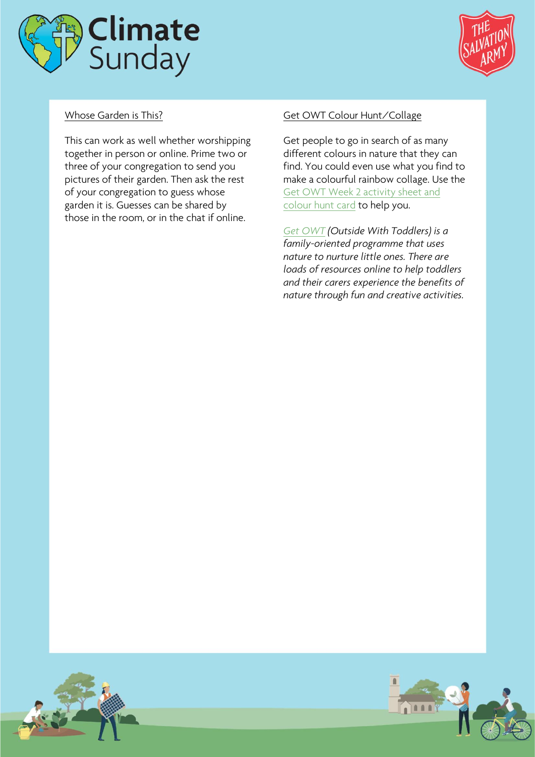## Whose Garden is This?

This can work as well whether worshipping together in person or online. Prime two or three of your congregation to send you pictures of their garden. Then ask the rest of your congregation to guess whose garden it is. Guesses can be shared by those in the room, or in the chat if online.

## Get OWT Colour Hunt/Collage

Get people to go in search of as many different colours in nature that they can find. You could even use what you find to make a colourful rainbow collage. Use the Get OWT Week 2 activity sheet and colour hunt card to help you.

*Get OWT (Outside With Toddlers) is a family-oriented programme that uses nature to nurture little ones. There are loads of resources online to help toddlers and their carers experience the benefits of nature through fun and creative activities.*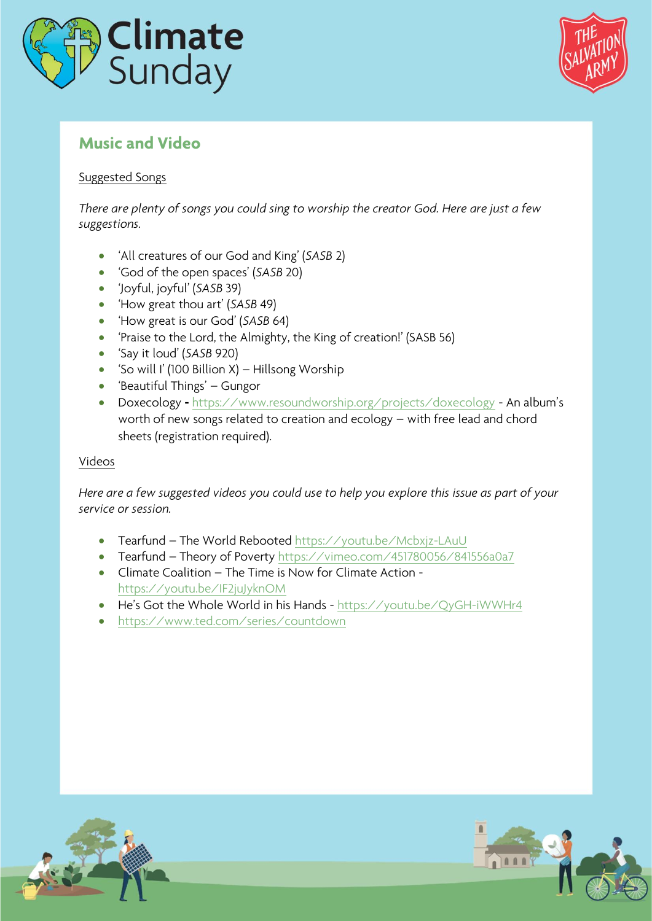## Music and Video

Suggested Songs

*There are plenty of songs you could sing to worship the creator God. Here are just a few suggestions.*

- 'All creatures of our God and King' (*SASB* 2)
- 'God of the open spaces' (*SASB* 20)
- 'Joyful, joyful' (*SASB* 39)
- 'How great thou art' (*SASB* 49)
- 'How great is our God' (*SASB* 64)
- 'Praise to the Lord, the Almighty, the King of creation!' (SASB 56)
- 'Say it loud' (*SASB* 920)
- 'So will I' (100 Billion X) – Hillsong Worship
- 'Beautiful Things' – Gungor
- Doxecology **-** https://www.resoundworship.org/projects/doxecology - An album's worth of new songs related to creation and ecology – with free lead and chord sheets (registration required).

Videos

*Here are a few suggested videos you could use to help you explore this issue as part of your service or session.*

- Tearfund – The World Rebooted https://youtu.be/Mcbxjz-LAuU
- Tearfund – Theory of Poverty https://vimeo.com/451780056/841556a0a7
- Climate Coalition – The Time is Now for Climate Action - https://youtu.be/IF2juJyknOM
- He's Got the Whole World in his Hands - https://youtu.be/QyGH-iWWHr4
- https://www.ted.com/series/countdown